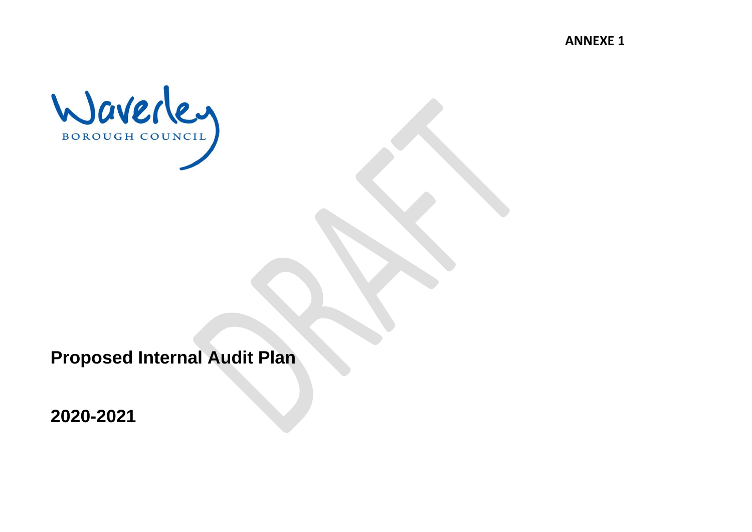**ANNEXE 1**

Waverley
BOROUGH COUNCIL

DRAFT

# Proposed Internal Audit Plan

# 2020-2021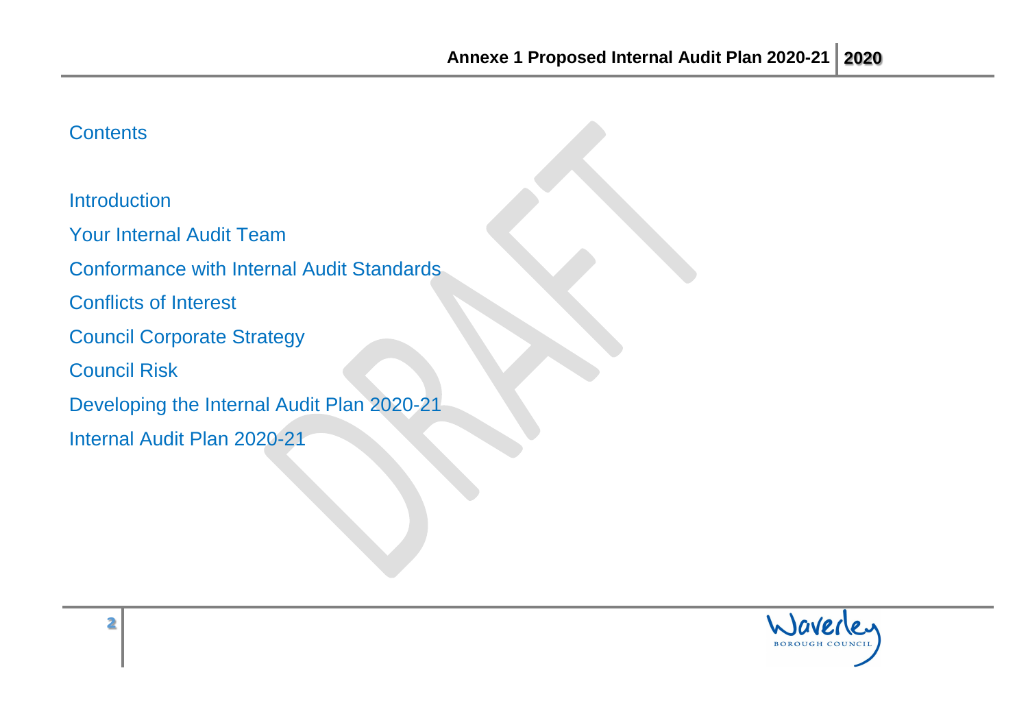## Contents

Introduction

Your Internal Audit Team

Conformance with Internal Audit Standards

Conflicts of Interest

Council Corporate Strategy

Council Risk

Developing the Internal Audit Plan 2020-21

Internal Audit Plan 2020-21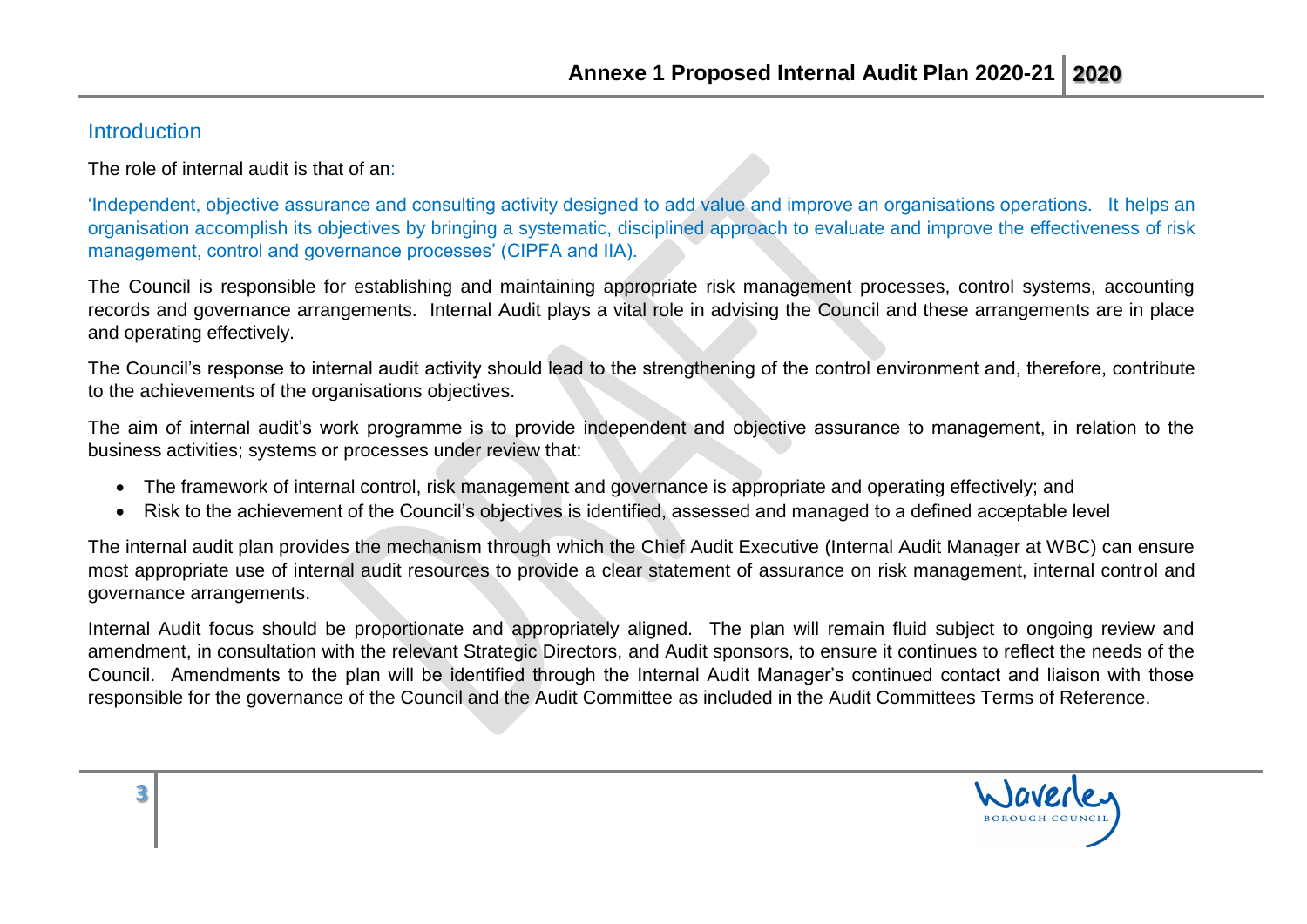## Introduction

The role of internal audit is that of an:

'Independent, objective assurance and consulting activity designed to add value and improve an organisations operations. It helps an organisation accomplish its objectives by bringing a systematic, disciplined approach to evaluate and improve the effectiveness of risk management, control and governance processes' (CIPFA and IIA).

The Council is responsible for establishing and maintaining appropriate risk management processes, control systems, accounting records and governance arrangements. Internal Audit plays a vital role in advising the Council and these arrangements are in place and operating effectively.

The Council's response to internal audit activity should lead to the strengthening of the control environment and, therefore, contribute to the achievements of the organisations objectives.

The aim of internal audit's work programme is to provide independent and objective assurance to management, in relation to the business activities; systems or processes under review that:

- The framework of internal control, risk management and governance is appropriate and operating effectively; and
- Risk to the achievement of the Council's objectives is identified, assessed and managed to a defined acceptable level

The internal audit plan provides the mechanism through which the Chief Audit Executive (Internal Audit Manager at WBC) can ensure most appropriate use of internal audit resources to provide a clear statement of assurance on risk management, internal control and governance arrangements.

Internal Audit focus should be proportionate and appropriately aligned. The plan will remain fluid subject to ongoing review and amendment, in consultation with the relevant Strategic Directors, and Audit sponsors, to ensure it continues to reflect the needs of the Council. Amendments to the plan will be identified through the Internal Audit Manager's continued contact and liaison with those responsible for the governance of the Council and the Audit Committee as included in the Audit Committees Terms of Reference.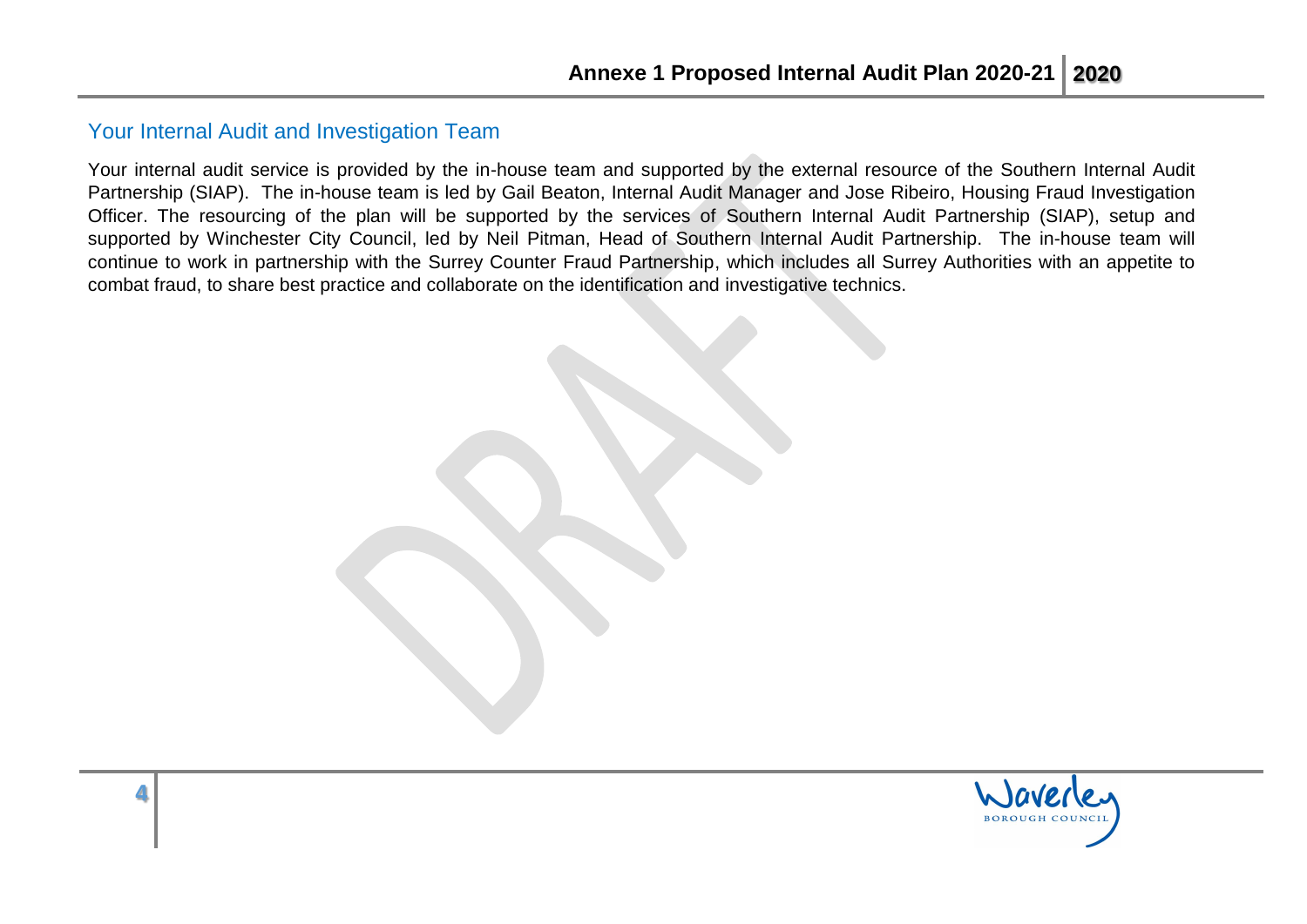## Your Internal Audit and Investigation Team

Your internal audit service is provided by the in-house team and supported by the external resource of the Southern Internal Audit Partnership (SIAP). The in-house team is led by Gail Beaton, Internal Audit Manager and Jose Ribeiro, Housing Fraud Investigation Officer. The resourcing of the plan will be supported by the services of Southern Internal Audit Partnership (SIAP), setup and supported by Winchester City Council, led by Neil Pitman, Head of Southern Internal Audit Partnership. The in-house team will continue to work in partnership with the Surrey Counter Fraud Partnership, which includes all Surrey Authorities with an appetite to combat fraud, to share best practice and collaborate on the identification and investigative technics.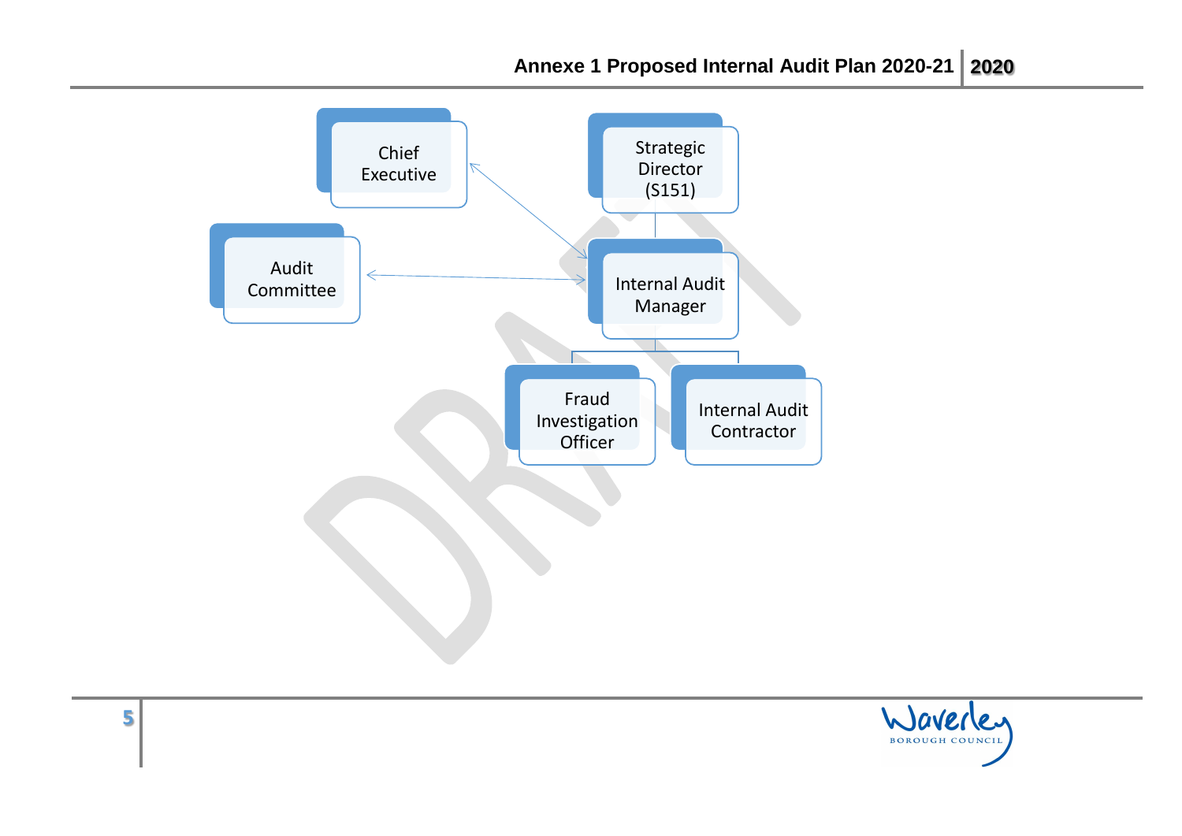Chief Executive

Strategic Director (S151)

Audit Committee

Internal Audit Manager

Fraud Investigation Officer

Internal Audit Contractor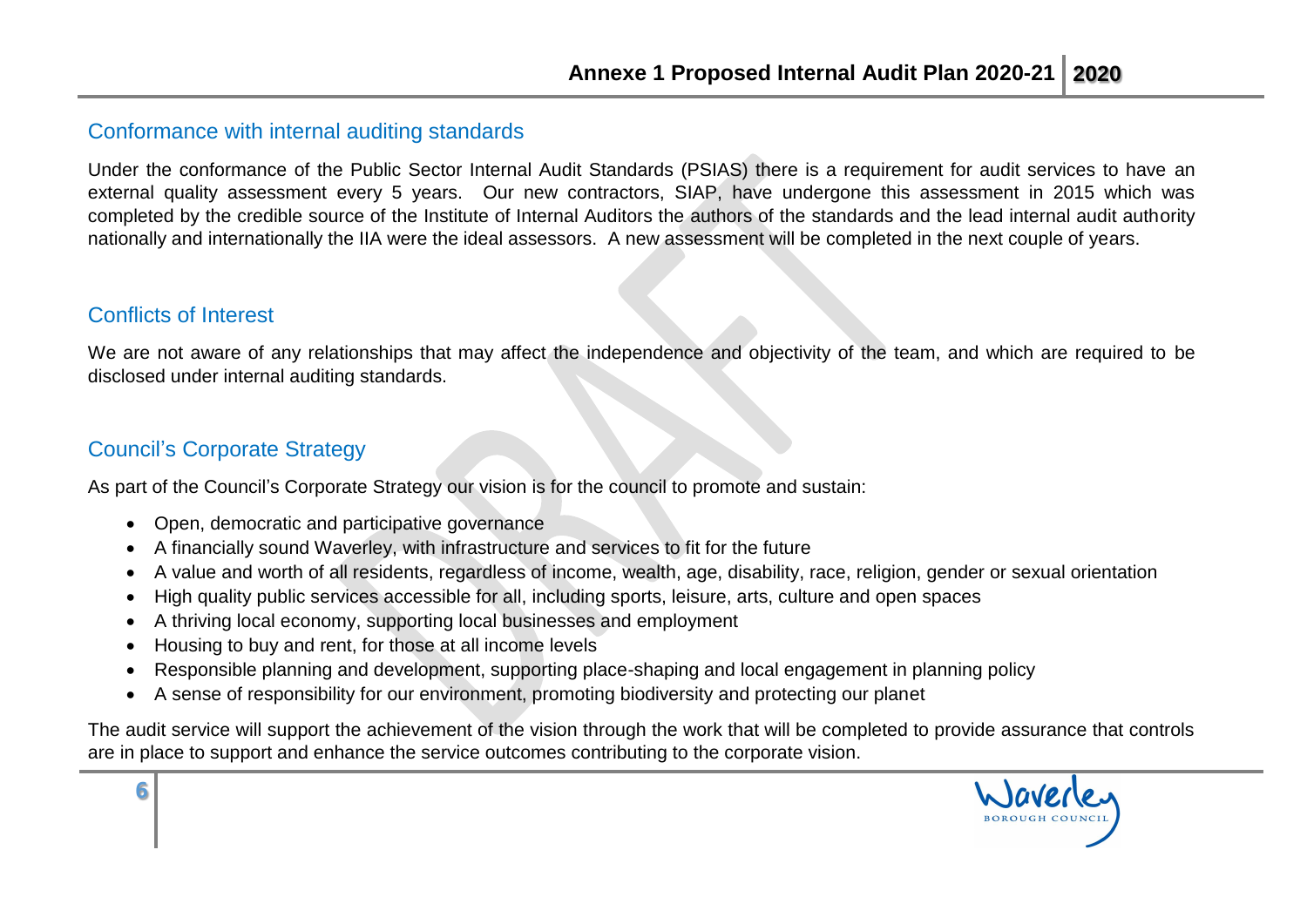## Conformance with internal auditing standards

Under the conformance of the Public Sector Internal Audit Standards (PSIAS) there is a requirement for audit services to have an external quality assessment every 5 years. Our new contractors, SIAP, have undergone this assessment in 2015 which was completed by the credible source of the Institute of Internal Auditors the authors of the standards and the lead internal audit authority nationally and internationally the IIA were the ideal assessors. A new assessment will be completed in the next couple of years.

## Conflicts of Interest

We are not aware of any relationships that may affect the independence and objectivity of the team, and which are required to be disclosed under internal auditing standards.

## Council's Corporate Strategy

As part of the Council's Corporate Strategy our vision is for the council to promote and sustain:

- Open, democratic and participative governance
- A financially sound Waverley, with infrastructure and services to fit for the future
- A value and worth of all residents, regardless of income, wealth, age, disability, race, religion, gender or sexual orientation
- High quality public services accessible for all, including sports, leisure, arts, culture and open spaces
- A thriving local economy, supporting local businesses and employment
- Housing to buy and rent, for those at all income levels
- Responsible planning and development, supporting place-shaping and local engagement in planning policy
- A sense of responsibility for our environment, promoting biodiversity and protecting our planet

The audit service will support the achievement of the vision through the work that will be completed to provide assurance that controls are in place to support and enhance the service outcomes contributing to the corporate vision.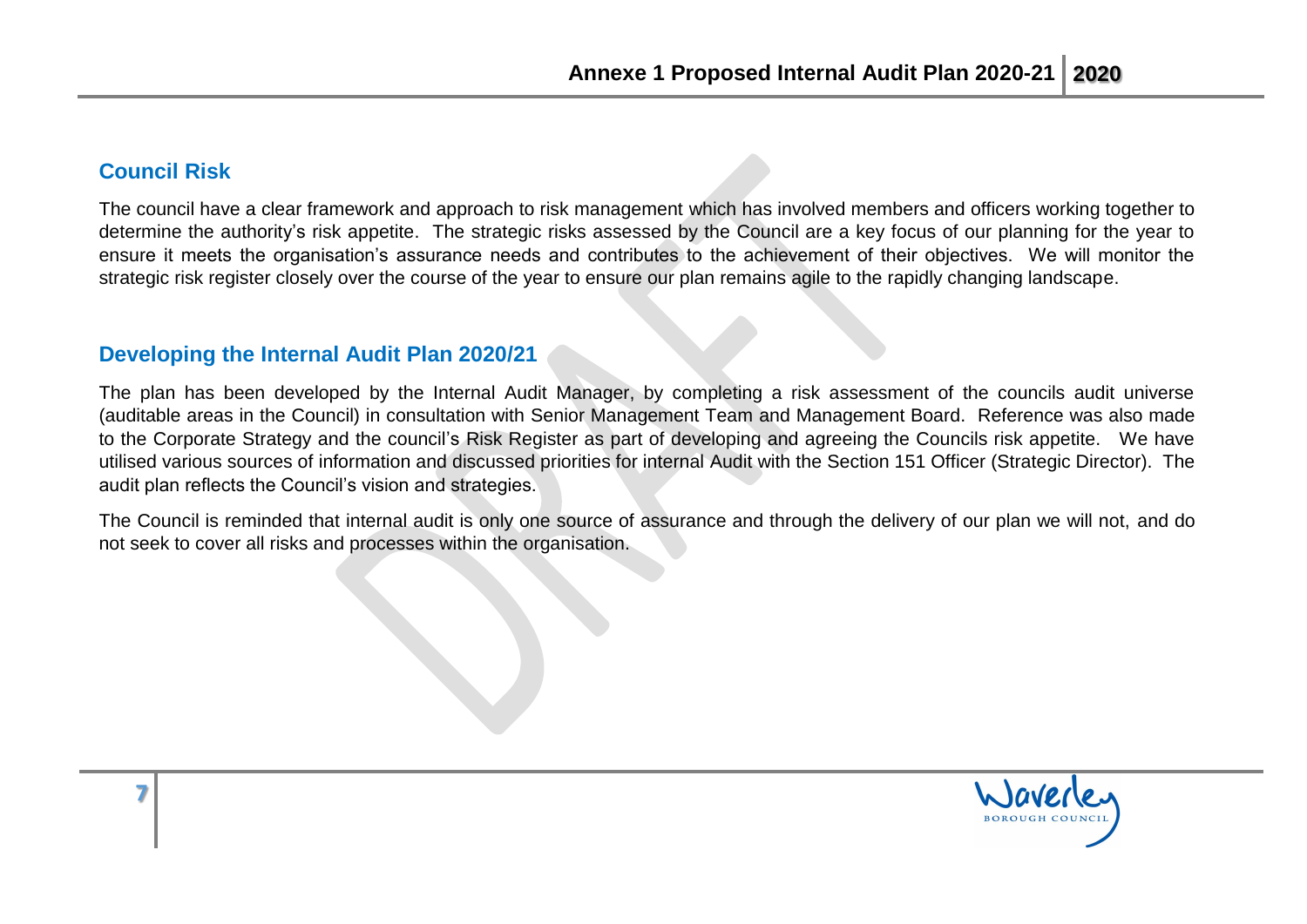## Council Risk

The council have a clear framework and approach to risk management which has involved members and officers working together to determine the authority's risk appetite. The strategic risks assessed by the Council are a key focus of our planning for the year to ensure it meets the organisation's assurance needs and contributes to the achievement of their objectives. We will monitor the strategic risk register closely over the course of the year to ensure our plan remains agile to the rapidly changing landscape.

## Developing the Internal Audit Plan 2020/21

The plan has been developed by the Internal Audit Manager, by completing a risk assessment of the councils audit universe (auditable areas in the Council) in consultation with Senior Management Team and Management Board. Reference was also made to the Corporate Strategy and the council's Risk Register as part of developing and agreeing the Councils risk appetite. We have utilised various sources of information and discussed priorities for internal Audit with the Section 151 Officer (Strategic Director). The audit plan reflects the Council's vision and strategies.

The Council is reminded that internal audit is only one source of assurance and through the delivery of our plan we will not, and do not seek to cover all risks and processes within the organisation.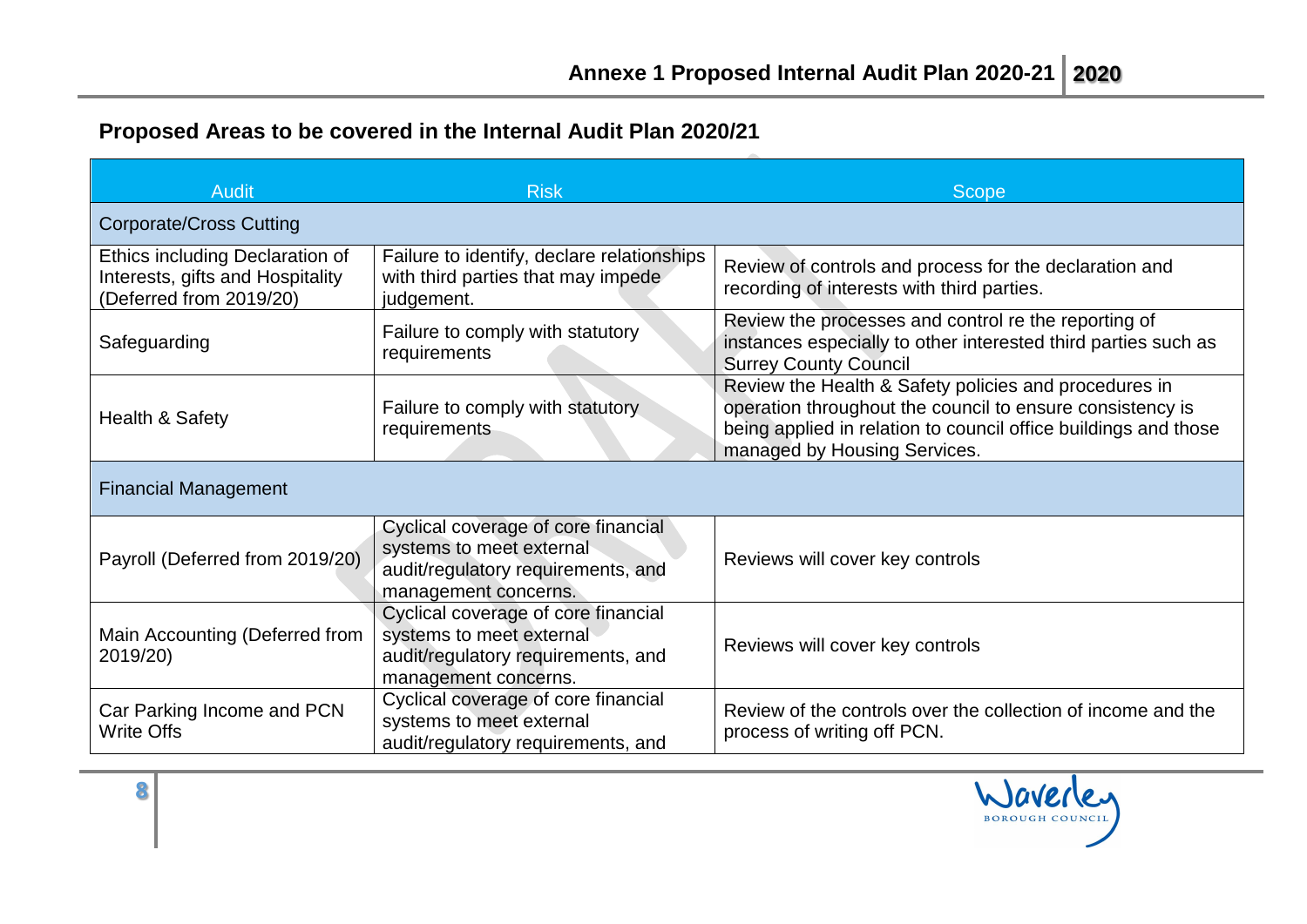## Proposed Areas to be covered in the Internal Audit Plan 2020/21

| Audit | Risk | Scope |
|---|---|---|
| Corporate/Cross Cutting | | |
| Ethics including Declaration of Interests, gifts and Hospitality (Deferred from 2019/20) | Failure to identify, declare relationships with third parties that may impede judgement. | Review of controls and process for the declaration and recording of interests with third parties. |
| Safeguarding | Failure to comply with statutory requirements | Review the processes and control re the reporting of instances especially to other interested third parties such as Surrey County Council |
| Health & Safety | Failure to comply with statutory requirements | Review the Health & Safety policies and procedures in operation throughout the council to ensure consistency is being applied in relation to council office buildings and those managed by Housing Services. |
| Financial Management | | |
| Payroll (Deferred from 2019/20) | Cyclical coverage of core financial systems to meet external audit/regulatory requirements, and management concerns. | Reviews will cover key controls |
| Main Accounting (Deferred from 2019/20) | Cyclical coverage of core financial systems to meet external audit/regulatory requirements, and management concerns. | Reviews will cover key controls |
| Car Parking Income and PCN Write Offs | Cyclical coverage of core financial systems to meet external audit/regulatory requirements, and | Review of the controls over the collection of income and the process of writing off PCN. |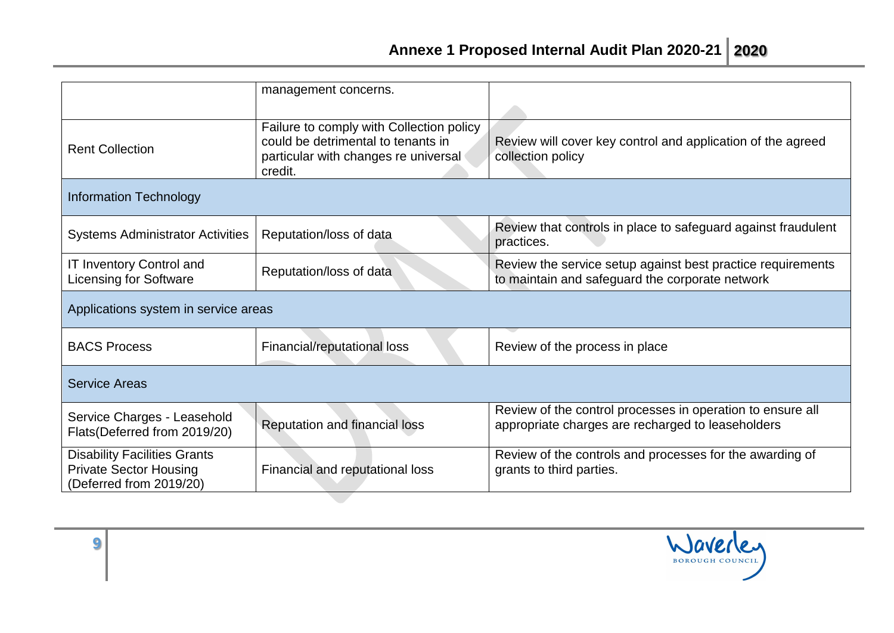|  |  |  |
|---|---|---|
|  | management concerns. |  |
| Rent Collection | Failure to comply with Collection policy could be detrimental to tenants in particular with changes re universal credit. | Review will cover key control and application of the agreed collection policy |
| Information Technology | | |
| Systems Administrator Activities | Reputation/loss of data | Review that controls in place to safeguard against fraudulent practices. |
| IT Inventory Control and Licensing for Software | Reputation/loss of data | Review the service setup against best practice requirements to maintain and safeguard the corporate network |
| Applications system in service areas | | |
| BACS Process | Financial/reputational loss | Review of the process in place |
| Service Areas | | |
| Service Charges - Leasehold Flats(Deferred from 2019/20) | Reputation and financial loss | Review of the control processes in operation to ensure all appropriate charges are recharged to leaseholders |
| Disability Facilities Grants Private Sector Housing (Deferred from 2019/20) | Financial and reputational loss | Review of the controls and processes for the awarding of grants to third parties. |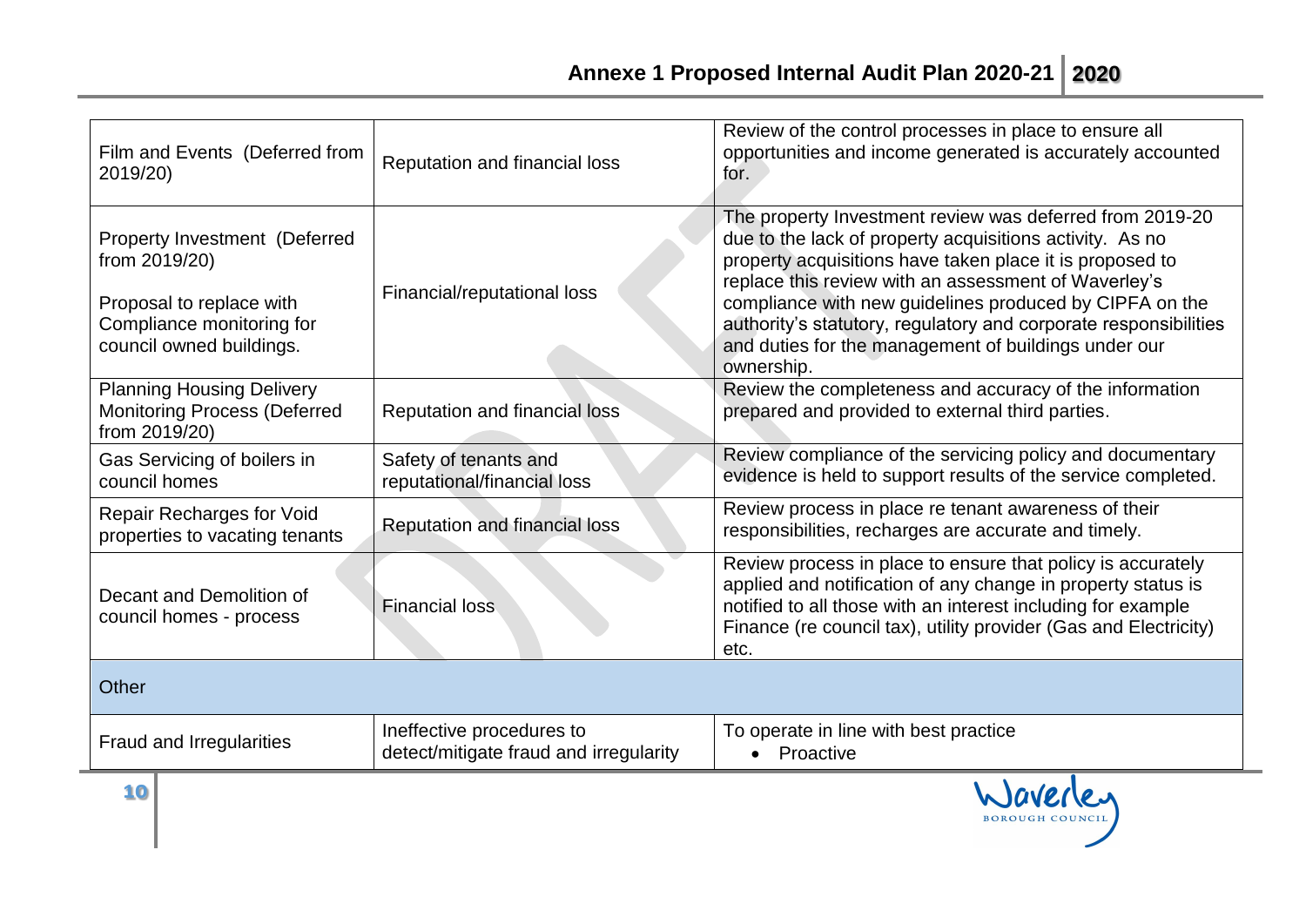| | | |
|---|---|---|
| Film and Events (Deferred from 2019/20) | Reputation and financial loss | Review of the control processes in place to ensure all opportunities and income generated is accurately accounted for. |
| Property Investment (Deferred from 2019/20)<br><br>Proposal to replace with Compliance monitoring for council owned buildings. | Financial/reputational loss | The property Investment review was deferred from 2019-20 due to the lack of property acquisitions activity. As no property acquisitions have taken place it is proposed to replace this review with an assessment of Waverley's compliance with new guidelines produced by CIPFA on the authority's statutory, regulatory and corporate responsibilities and duties for the management of buildings under our ownership. |
| Planning Housing Delivery Monitoring Process (Deferred from 2019/20) | Reputation and financial loss | Review the completeness and accuracy of the information prepared and provided to external third parties. |
| Gas Servicing of boilers in council homes | Safety of tenants and reputational/financial loss | Review compliance of the servicing policy and documentary evidence is held to support results of the service completed. |
| Repair Recharges for Void properties to vacating tenants | Reputation and financial loss | Review process in place re tenant awareness of their responsibilities, recharges are accurate and timely. |
| Decant and Demolition of council homes - process | Financial loss | Review process in place to ensure that policy is accurately applied and notification of any change in property status is notified to all those with an interest including for example Finance (re council tax), utility provider (Gas and Electricity) etc. |
| **Other** | | |
| Fraud and Irregularities | Ineffective procedures to detect/mitigate fraud and irregularity | To operate in line with best practice<br>• Proactive |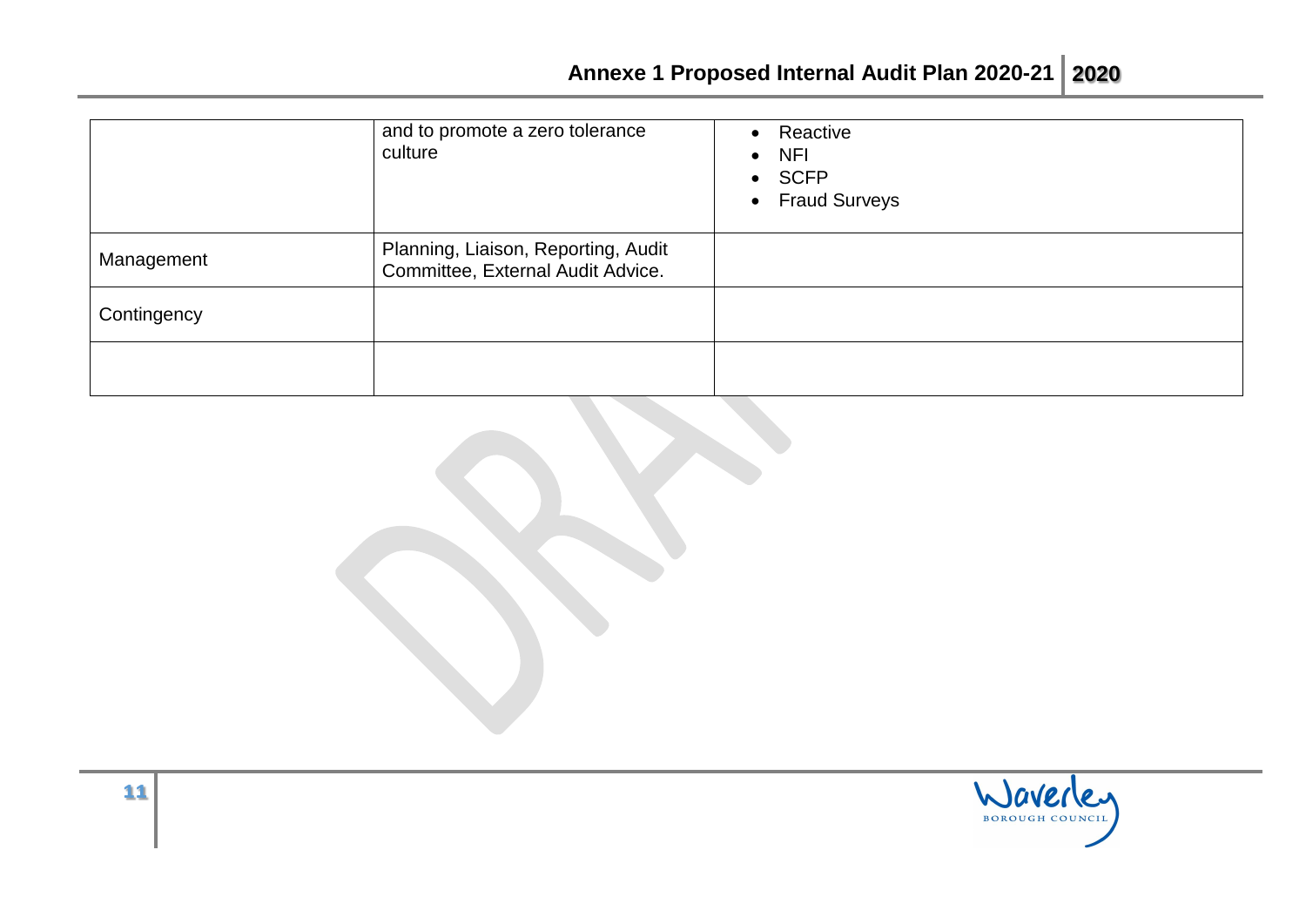| | | |
|---|---|---|
| | and to promote a zero tolerance culture | • Reactive<br>• NFI<br>• SCFP<br>• Fraud Surveys |
| Management | Planning, Liaison, Reporting, Audit Committee, External Audit Advice. | |
| Contingency | | |
| | | |